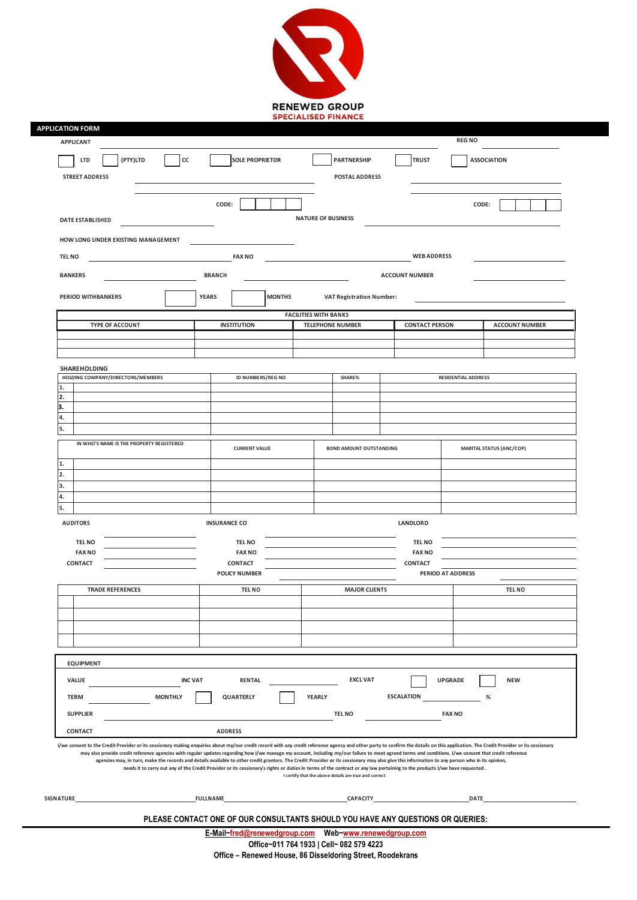RENEWED GROUP
SPECIALISED FINANCE

## APPLICATION FORM

APPLICANT ______________________ REG NO ______________________

☐ LTD ☐ (PTY)LTD ☐ CC ☐ SOLE PROPRIETOR ☐ PARTNERSHIP ☐ TRUST ☐ ASSOCIATION

STREET ADDRESS ______________________ POSTAL ADDRESS ______________________

CODE: ☐☐☐☐ CODE: ☐☐☐☐

DATE ESTABLISHED ______________________ NATURE OF BUSINESS ______________________

HOW LONG UNDER EXISTING MANAGEMENT ______________________

TEL NO ______________________ FAX NO ______________________ WEB ADDRESS ______________________

BANKERS ______________________ BRANCH ______________________ ACCOUNT NUMBER ______________________

PERIOD WITHBANKERS ☐ YEARS ☐ MONTHS VAT Registration Number: ______________________

| FACILITIES WITH BANKS | | | | |
|---|---|---|---|---|
| TYPE OF ACCOUNT | INSTITUTION | TELEPHONE NUMBER | CONTACT PERSON | ACCOUNT NUMBER |
| | | | | |
| | | | | |

### SHAREHOLDING

| | HOLDING COMPANY/DIRECTORS/MEMBERS | ID NUMBERS/REG NO | SHARE% | RESIDENTIAL ADDRESS |
|---|---|---|---|---|
| 1. | | | | |
| 2. | | | | |
| 3. | | | | |
| 4. | | | | |
| 5. | | | | |

| | IN WHO'S NAME IS THE PROPERTY REGISTERED | CURRENT VALUE | BOND AMOUNT OUTSTANDING | MARITAL STATUS (ANC/COP) |
|---|---|---|---|---|
| 1. | | | | |
| 2. | | | | |
| 3. | | | | |
| 4. | | | | |
| 5. | | | | |

AUDITORS ______________________ INSURANCE CO ______________________ LANDLORD ______________________

TEL NO ______________________ TEL NO ______________________ TEL NO ______________________

FAX NO ______________________ FAX NO ______________________ FAX NO ______________________

CONTACT ______________________ CONTACT ______________________ CONTACT ______________________

POLICY NUMBER ______________________ PERIOD AT ADDRESS ______________________

| TRADE REFERENCES | TEL NO | MAJOR CLIENTS | TEL NO |
|---|---|---|---|
| | | | |
| | | | |
| | | | |
| | | | |

### EQUIPMENT

VALUE ______________________ INC VAT RENTAL ______________________ EXCL VAT ☐ UPGRADE ☐ NEW

TERM ______________________ MONTHLY ☐ QUARTERLY ☐ YEARLY ESCALATION ______________________ %

SUPPLIER ______________________ TEL NO ______________________ FAX NO ______________________

CONTACT ______________________ ADDRESS ______________________

I/we consent to the Credit Provider or its cessionary making enquiries about my/our credit record with any credit reference agency and other party to confirm the details on this application. The Credit Provider or its cessionary may also provide credit reference agencies with regular updates regarding how I/we manage my account, including my/our failure to meet agreed terms and conditions. I/we consent that credit reference agencies may, in turn, make the records and details available to other credit grantors. The Credit Provider or its cessionary may also give this information to any person who in its opinion, needs it to carry out any of the Credit Provider or its cessionary's rights or duties in terms of the contract or any law pertaining to the products I/we have requested.

I certify that the above details are true and correct

SIGNATURE ______________________ FULLNAME ______________________ CAPACITY ______________________ DATE ______________________

**PLEASE CONTACT ONE OF OUR CONSULTANTS SHOULD YOU HAVE ANY QUESTIONS OR QUERIES:**

**E-Mail~fred@renewedgroup.com Web~www.renewedgroup.com**

**Office~011 764 1933 | Cell~ 082 579 4223**

**Office – Renewed House, 86 Disseldoring Street, Roodekrans**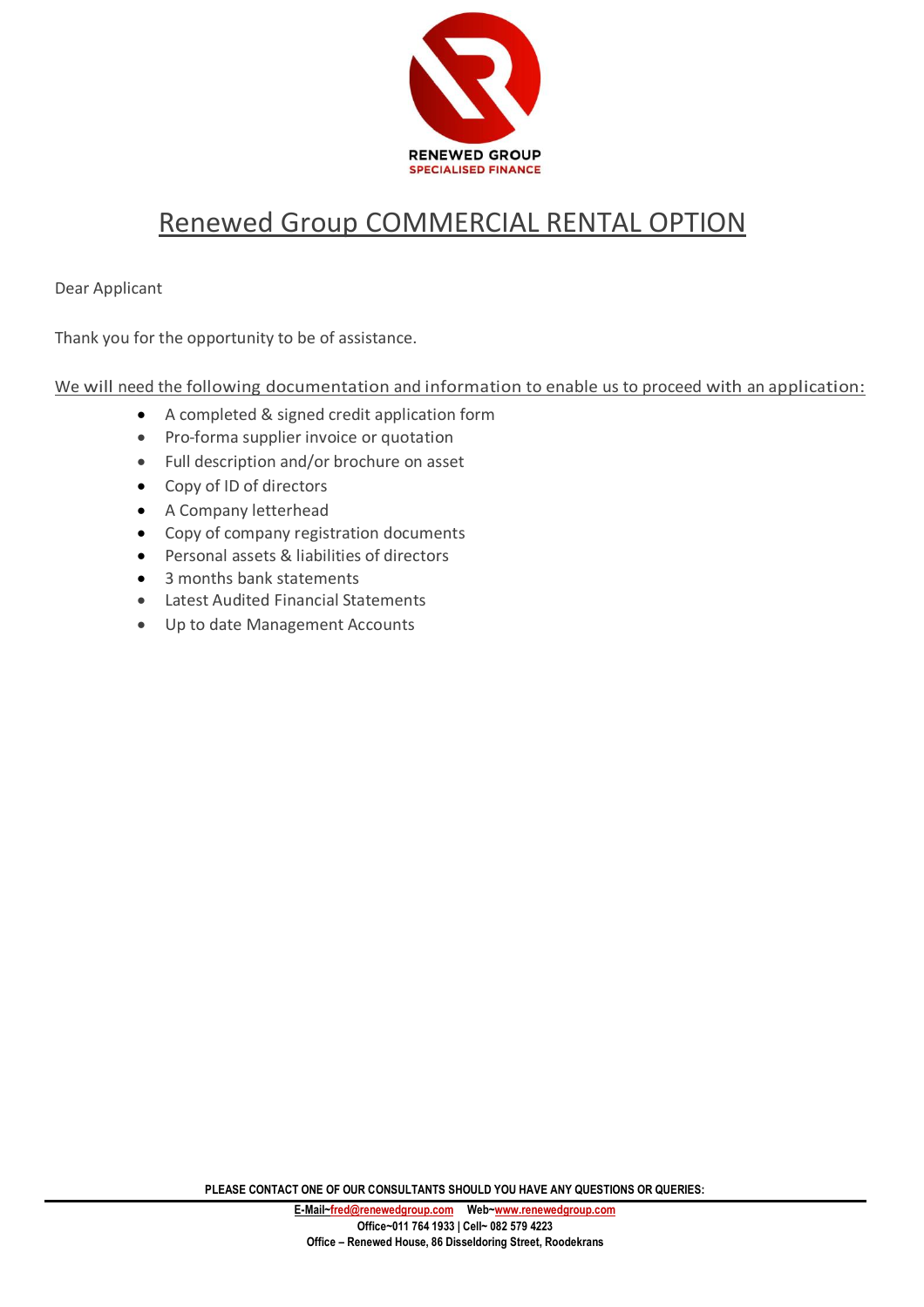RENEWED GROUP
SPECIALISED FINANCE

# Renewed Group COMMERCIAL RENTAL OPTION

Dear Applicant

Thank you for the opportunity to be of assistance.

We will need the following documentation and information to enable us to proceed with an application:

- A completed & signed credit application form
- Pro-forma supplier invoice or quotation
- Full description and/or brochure on asset
- Copy of ID of directors
- A Company letterhead
- Copy of company registration documents
- Personal assets & liabilities of directors
- 3 months bank statements
- Latest Audited Financial Statements
- Up to date Management Accounts

**PLEASE CONTACT ONE OF OUR CONSULTANTS SHOULD YOU HAVE ANY QUESTIONS OR QUERIES:**

**E-Mail~fred@renewedgroup.com Web~www.renewedgroup.com**
**Office~011 764 1933 | Cell~ 082 579 4223**
**Office – Renewed House, 86 Disseldoring Street, Roodekrans**